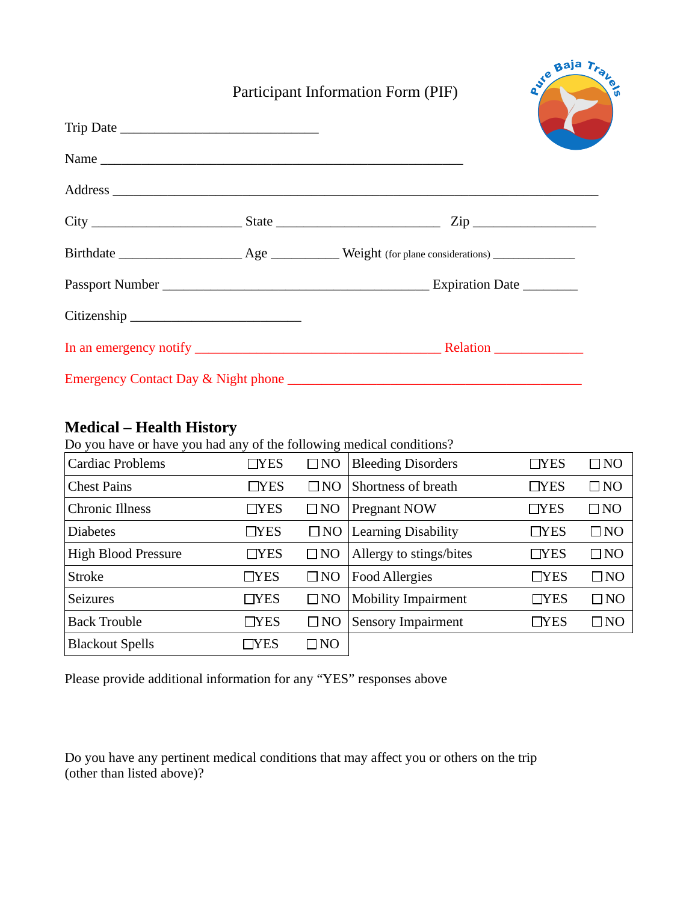# Participant Information Form (PIF)

Trip Date ______________________________

Name _______________________________________________________

Address __________________________________________________________________________

City ______________________ State _________________________ Zip __________________

Birthdate __________________ Age __________ Weight (for plane considerations) ______________

Passport Number ________________________________________ Expiration Date ________

Citizenship __________________________

In an emergency notify _____________________________________ Relation _____________

Emergency Contact Day & Night phone ____________________________________________

## Medical – Health History

Do you have or have you had any of the following medical conditions?

| Condition | | | Condition | | |
|---|---|---|---|---|---|
| Cardiac Problems | ☐YES | ☐ NO | Bleeding Disorders | ☐YES | ☐ NO |
| Chest Pains | ☐YES | ☐ NO | Shortness of breath | ☐YES | ☐ NO |
| Chronic Illness | ☐YES | ☐ NO | Pregnant NOW | ☐YES | ☐ NO |
| Diabetes | ☐YES | ☐ NO | Learning Disability | ☐YES | ☐ NO |
| High Blood Pressure | ☐YES | ☐ NO | Allergy to stings/bites | ☐YES | ☐ NO |
| Stroke | ☐YES | ☐ NO | Food Allergies | ☐YES | ☐ NO |
| Seizures | ☐YES | ☐ NO | Mobility Impairment | ☐YES | ☐ NO |
| Back Trouble | ☐YES | ☐ NO | Sensory Impairment | ☐YES | ☐ NO |
| Blackout Spells | ☐YES | ☐ NO | | | |

Please provide additional information for any "YES" responses above

Do you have any pertinent medical conditions that may affect you or others on the trip (other than listed above)?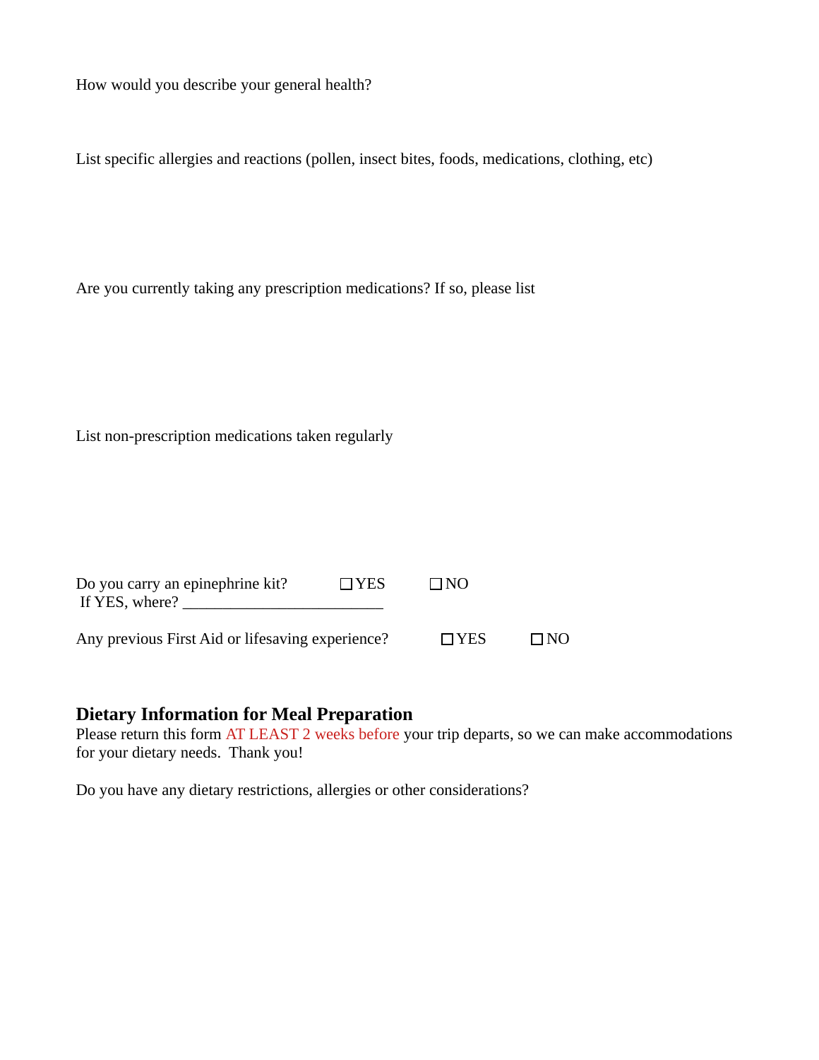How would you describe your general health?

List specific allergies and reactions (pollen, insect bites, foods, medications, clothing, etc)

Are you currently taking any prescription medications? If so, please list

List non-prescription medications taken regularly

Do you carry an epinephrine kit? ☐ YES ☐ NO
If YES, where? _________________________

Any previous First Aid or lifesaving experience? ☐ YES ☐ NO

## Dietary Information for Meal Preparation

Please return this form AT LEAST 2 weeks before your trip departs, so we can make accommodations for your dietary needs. Thank you!

Do you have any dietary restrictions, allergies or other considerations?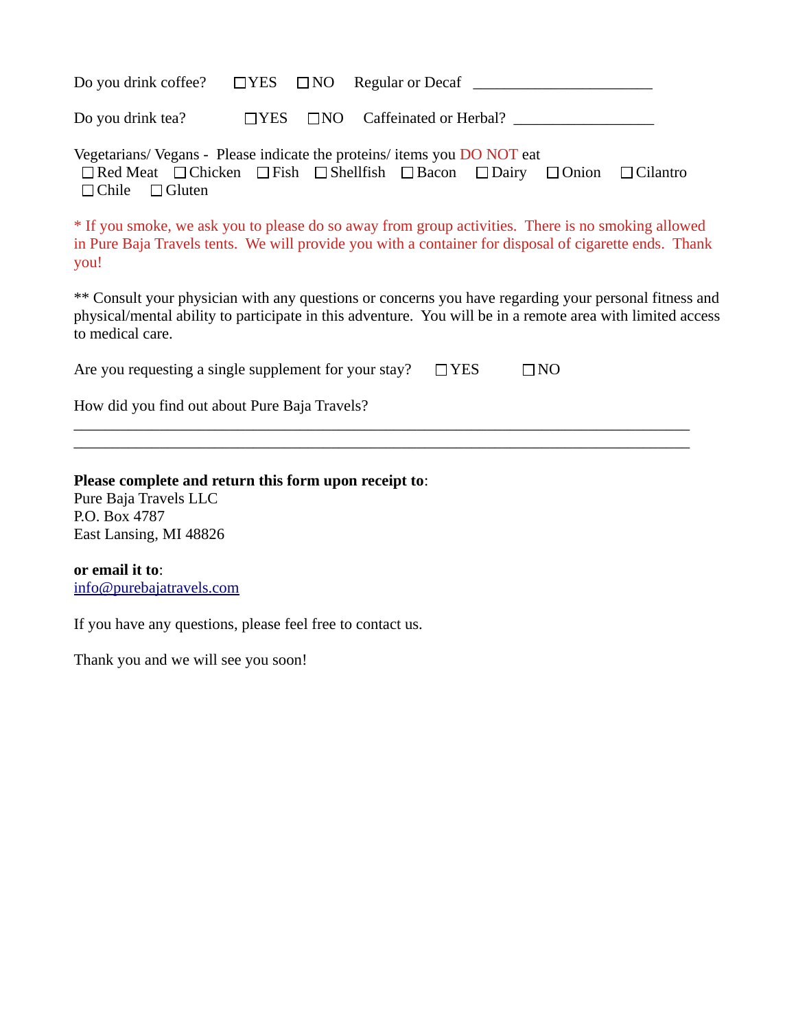Do you drink coffee? ☐YES ☐NO Regular or Decaf _______________________

Do you drink tea? ☐YES ☐NO Caffeinated or Herbal? __________________

Vegetarians/ Vegans - Please indicate the proteins/ items you DO NOT eat
☐Red Meat ☐Chicken ☐Fish ☐Shellfish ☐Bacon ☐Dairy ☐Onion ☐Cilantro
☐Chile ☐Gluten

* If you smoke, we ask you to please do so away from group activities. There is no smoking allowed in Pure Baja Travels tents. We will provide you with a container for disposal of cigarette ends. Thank you!

** Consult your physician with any questions or concerns you have regarding your personal fitness and physical/mental ability to participate in this adventure. You will be in a remote area with limited access to medical care.

Are you requesting a single supplement for your stay? ☐YES ☐NO

How did you find out about Pure Baja Travels?
________________________________________________________________________________
________________________________________________________________________________

**Please complete and return this form upon receipt to**:
Pure Baja Travels LLC
P.O. Box 4787
East Lansing, MI 48826

**or email it to**:
info@purebajatravels.com

If you have any questions, please feel free to contact us.

Thank you and we will see you soon!